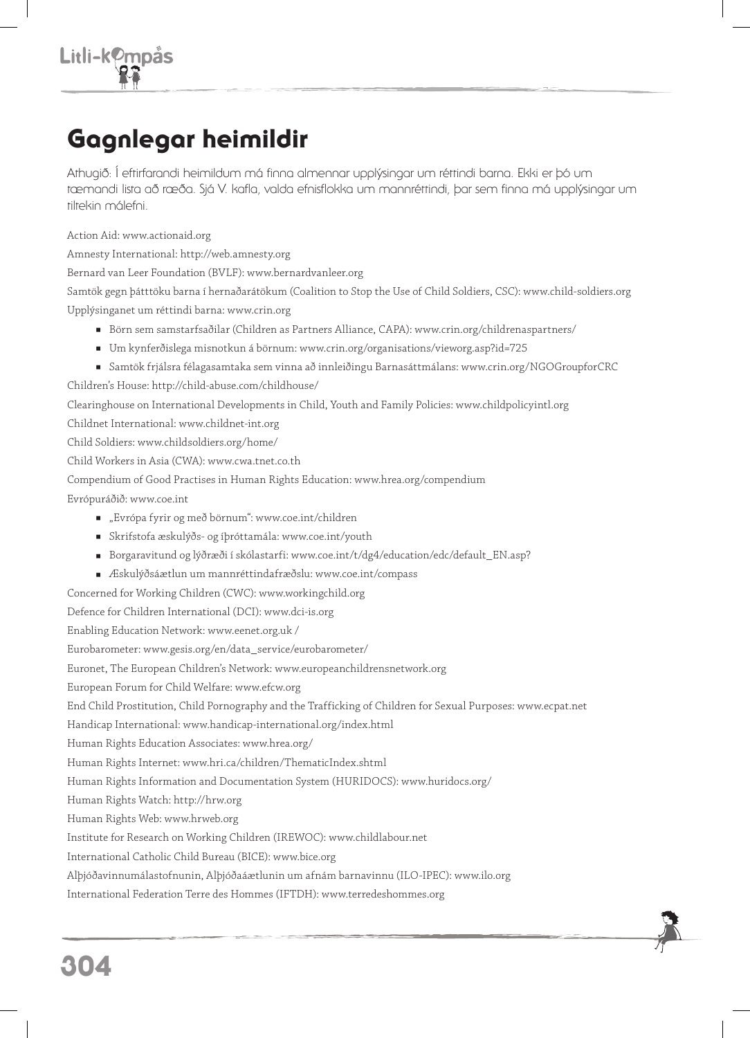# Gagnlegar heimildir

Athugið: Í eftirfarandi heimildum má finna almennar upplýsingar um réttindi barna. Ekki er þó um tæmandi lista að ræða. Sjá V. kafla, valda efnisflokka um mannréttindi, þar sem finna má upplýsingar um tiltekin málefni.

Action Aid: www.actionaid.org

Amnesty International: http://web.amnesty.org

Bernard van Leer Foundation (BVLF): www.bernardvanleer.org

Samtök gegn þátttöku barna í hernaðarátökum (Coalition to Stop the Use of Child Soldiers, CSC): www.child-soldiers.org

Upplýsinganet um réttindi barna: www.crin.org

- Börn sem samstarfsaðilar (Children as Partners Alliance, CAPA): www.crin.org/childrenaspartners/
- Um kynferðislega misnotkun á börnum: www.crin.org/organisations/vieworg.asp?id=725
- Samtök frjálsra félagasamtaka sem vinna að innleiðingu Barnasáttmálans: www.crin.org/NGOGroupforCRC

Children's House: http://child-abuse.com/childhouse/

Clearinghouse on International Developments in Child, Youth and Family Policies: www.childpolicyintl.org

Childnet International: www.childnet-int.org

Child Soldiers: www.childsoldiers.org/home/

Child Workers in Asia (CWA): www.cwa.tnet.co.th

Compendium of Good Practises in Human Rights Education: www.hrea.org/compendium

Evrópuráðið: www.coe.int

- „Evrópa fyrir og með börnum“: www.coe.int/children
- Skrifstofa æskulýðs- og íþróttamála: www.coe.int/youth
- Borgaravitund og lýðræði í skólastarfi: www.coe.int/t/dg4/education/edc/default_EN.asp?
- Æskulýðsáætlun um mannréttindafræðslu: www.coe.int/compass

Concerned for Working Children (CWC): www.workingchild.org

Defence for Children International (DCI): www.dci-is.org

Enabling Education Network: www.eenet.org.uk /

Eurobarometer: www.gesis.org/en/data_service/eurobarometer/

Euronet, The European Children's Network: www.europeanchildrensnetwork.org

European Forum for Child Welfare: www.efcw.org

End Child Prostitution, Child Pornography and the Trafficking of Children for Sexual Purposes: www.ecpat.net

Handicap International: www.handicap-international.org/index.html

Human Rights Education Associates: www.hrea.org/

Human Rights Internet: www.hri.ca/children/ThematicIndex.shtml

Human Rights Information and Documentation System (HURIDOCS): www.huridocs.org/

Human Rights Watch: http://hrw.org

Human Rights Web: www.hrweb.org

Institute for Research on Working Children (IREWOC): www.childlabour.net

International Catholic Child Bureau (BICE): www.bice.org

Alþjóðavinnumálastofnunin, Alþjóðaáætlunin um afnám barnavinnu (ILO-IPEC): www.ilo.org

International Federation Terre des Hommes (IFTDH): www.terredeshommes.org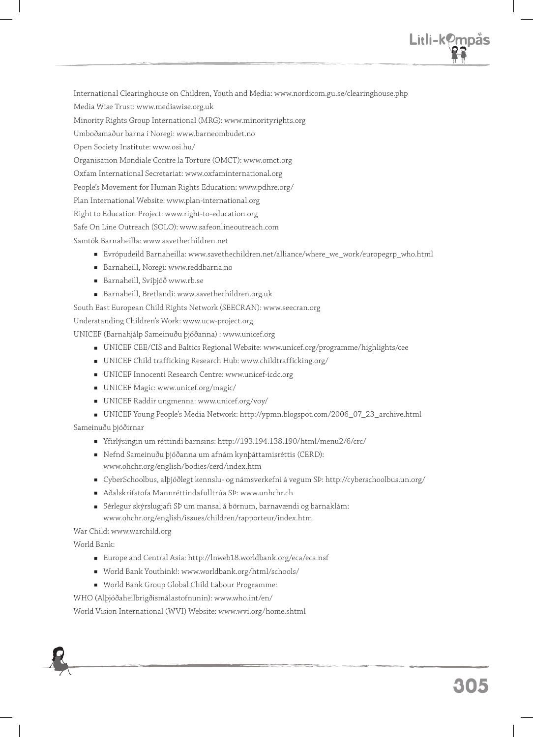International Clearinghouse on Children, Youth and Media: www.nordicom.gu.se/clearinghouse.php

Media Wise Trust: www.mediawise.org.uk

Minority Rights Group International (MRG): www.minorityrights.org

Umboðsmaður barna í Noregi: www.barneombudet.no

Open Society Institute: www.osi.hu/

Organisation Mondiale Contre la Torture (OMCT): www.omct.org

Oxfam International Secretariat: www.oxfaminternational.org

People's Movement for Human Rights Education: www.pdhre.org/

Plan International Website: www.plan-international.org

Right to Education Project: www.right-to-education.org

Safe On Line Outreach (SOLO): www.safeonlineoutreach.com

Samtök Barnaheilla: www.savethechildren.net

- Evrópudeild Barnaheilla: www.savethechildren.net/alliance/where_we_work/europegrp_who.html
- Barnaheill, Noregi: www.reddbarna.no
- Barnaheill, Svíþjóð www.rb.se
- Barnaheill, Bretlandi: www.savethechildren.org.uk

South East European Child Rights Network (SEECRAN): www.seecran.org

Understanding Children's Work: www.ucw-project.org

UNICEF (Barnahjálp Sameinuðu þjóðanna) : www.unicef.org

- UNICEF CEE/CIS and Baltics Regional Website: www.unicef.org/programme/highlights/cee
- UNICEF Child trafficking Research Hub: www.childtrafficking.org/
- UNICEF Innocenti Research Centre: www.unicef-icdc.org
- UNICEF Magic: www.unicef.org/magic/
- UNICEF Raddir ungmenna: www.unicef.org/voy/
- UNICEF Young People's Media Network: http://ypmn.blogspot.com/2006_07_23_archive.html

Sameinuðu þjóðirnar

- Yfirlýsingin um réttindi barnsins: http://193.194.138.190/html/menu2/6/crc/
- Nefnd Sameinuðu þjóðanna um afnám kynþáttamisréttis (CERD): www.ohchr.org/english/bodies/cerd/index.htm
- CyberSchoolbus, alþjóðlegt kennslu- og námsverkefni á vegum SÞ: http://cyberschoolbus.un.org/
- Aðalskrifstofa Mannréttindafulltrúa SÞ: www.unhchr.ch
- Sérlegur skýrslugjafi SÞ um mansal á börnum, barnavændi og barnaklám: www.ohchr.org/english/issues/children/rapporteur/index.htm

War Child: www.warchild.org

World Bank:

- Europe and Central Asia: http://lnweb18.worldbank.org/eca/eca.nsf
- World Bank Youthink!: www.worldbank.org/html/schools/
- World Bank Group Global Child Labour Programme:

WHO (Alþjóðaheilbrigðismálastofnunin): www.who.int/en/

World Vision International (WVI) Website: www.wvi.org/home.shtml